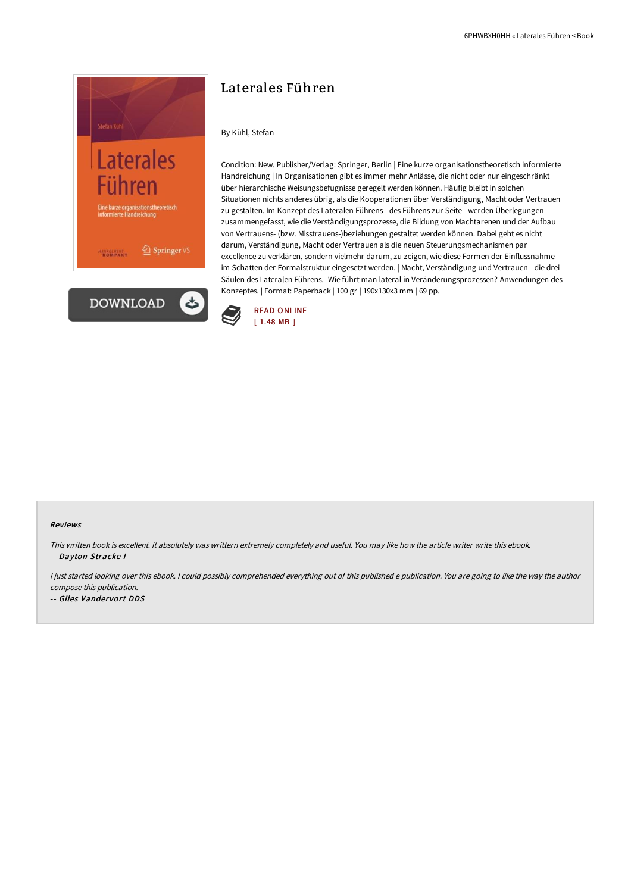# Laterales Führen

By Kühl, Stefan

Condition: New. Publisher/Verlag: Springer, Berlin | Eine kurze organisationstheoretisch informierte Handreichung | In Organisationen gibt es immer mehr Anlässe, die nicht oder nur eingeschränkt über hierarchische Weisungsbefugnisse geregelt werden können. Häufig bleibt in solchen Situationen nichts anderes übrig, als die Kooperationen über Verständigung, Macht oder Vertrauen zu gestalten. Im Konzept des Lateralen Führens - des Führens zur Seite - werden Überlegungen zusammengefasst, wie die Verständigungsprozesse, die Bildung von Machtarenen und der Aufbau von Vertrauens- (bzw. Misstrauens-)beziehungen gestaltet werden können. Dabei geht es nicht darum, Verständigung, Macht oder Vertrauen als die neuen Steuerungsmechanismen par excellence zu verklären, sondern vielmehr darum, zu zeigen, wie diese Formen der Einflussnahme im Schatten der Formalstruktur eingesetzt werden. | Macht, Verständigung und Vertrauen - die drei Säulen des Lateralen Führens.- Wie führt man lateral in Veränderungsprozessen? Anwendungen des Konzeptes. | Format: Paperback | 100 gr | 190x130x3 mm | 69 pp.

READ ONLINE
[ 1.48 MB ]

### Reviews

*This written book is excellent. it absolutely was writtern extremely completely and useful. You may like how the article writer write this ebook.*
-- ***Dayton Stracke I***

*I just started looking over this ebook. I could possibly comprehended everything out of this published e publication. You are going to like the way the author compose this publication.*
-- ***Giles Vandervort DDS***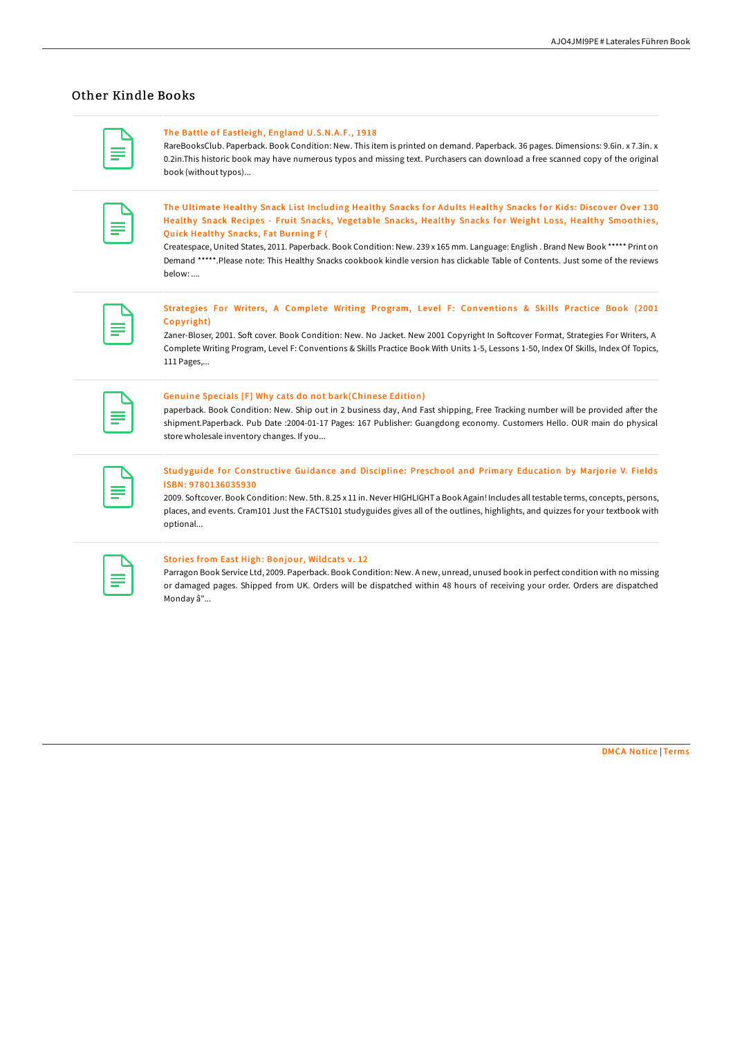## Other Kindle Books

### The Battle of Eastleigh, England U.S.N.A.F., 1918

RareBooksClub. Paperback. Book Condition: New. This item is printed on demand. Paperback. 36 pages. Dimensions: 9.6in. x 7.3in. x 0.2in.This historic book may have numerous typos and missing text. Purchasers can download a free scanned copy of the original book (without typos)...

### The Ultimate Healthy Snack List Including Healthy Snacks for Adults Healthy Snacks for Kids: Discover Over 130 Healthy Snack Recipes - Fruit Snacks, Vegetable Snacks, Healthy Snacks for Weight Loss, Healthy Smoothies, Quick Healthy Snacks, Fat Burning F (

Createspace, United States, 2011. Paperback. Book Condition: New. 239 x 165 mm. Language: English . Brand New Book ***** Print on Demand *****.Please note: This Healthy Snacks cookbook kindle version has clickable Table of Contents. Just some of the reviews below: ....

### Strategies For Writers, A Complete Writing Program, Level F: Conventions & Skills Practice Book (2001 Copyright)

Zaner-Bloser, 2001. Soft cover. Book Condition: New. No Jacket. New 2001 Copyright In Softcover Format, Strategies For Writers, A Complete Writing Program, Level F: Conventions & Skills Practice Book With Units 1-5, Lessons 1-50, Index Of Skills, Index Of Topics, 111 Pages,...

### Genuine Specials [F] Why cats do not bark(Chinese Edition)

paperback. Book Condition: New. Ship out in 2 business day, And Fast shipping, Free Tracking number will be provided after the shipment.Paperback. Pub Date :2004-01-17 Pages: 167 Publisher: Guangdong economy. Customers Hello. OUR main do physical store wholesale inventory changes. If you...

### Studyguide for Constructive Guidance and Discipline: Preschool and Primary Education by Marjorie V. Fields ISBN: 9780136035930

2009. Softcover. Book Condition: New. 5th. 8.25 x 11 in. Never HIGHLIGHT a Book Again! Includes all testable terms, concepts, persons, places, and events. Cram101 Just the FACTS101 studyguides gives all of the outlines, highlights, and quizzes for your textbook with optional...

### Stories from East High: Bonjour, Wildcats v. 12

Parragon Book Service Ltd, 2009. Paperback. Book Condition: New. A new, unread, unused book in perfect condition with no missing or damaged pages. Shipped from UK. Orders will be dispatched within 48 hours of receiving your order. Orders are dispatched Monday â"...